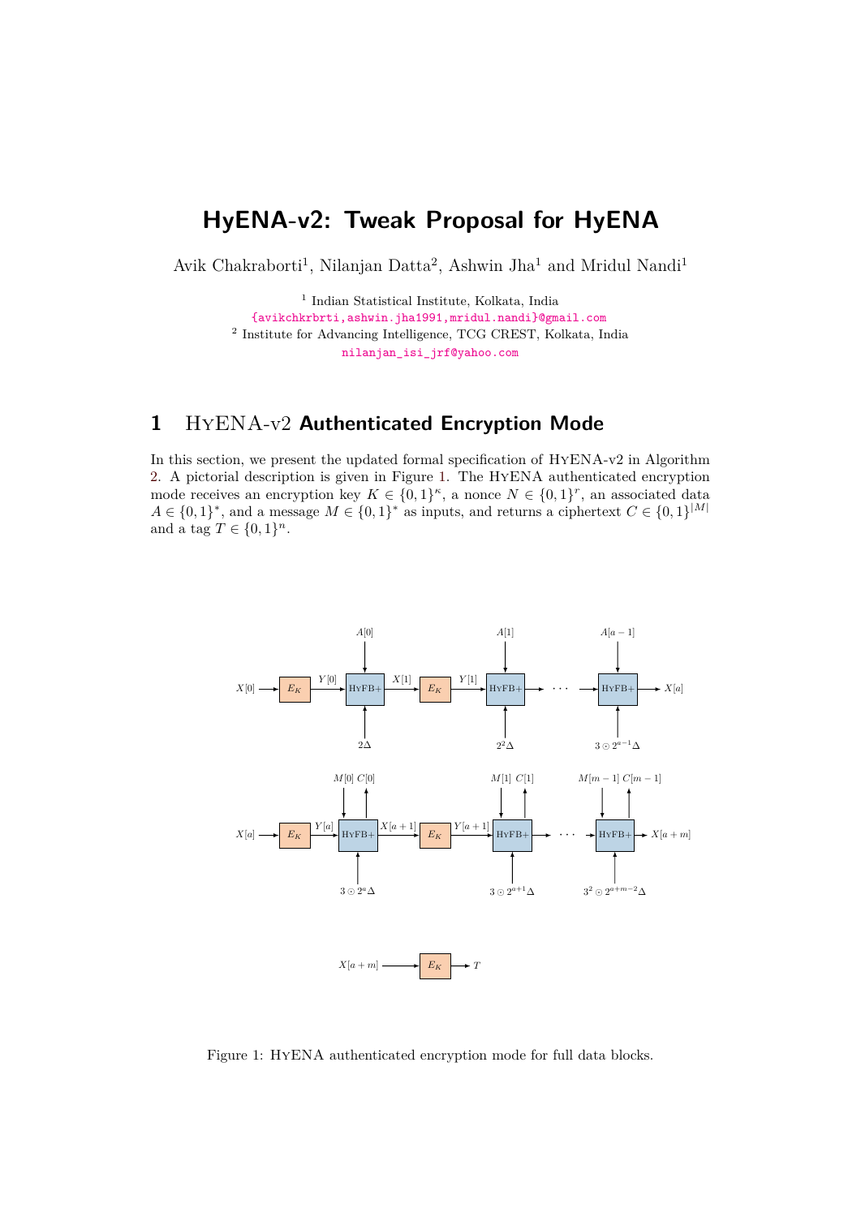# HyENA-v2: Tweak Proposal for HyENA

Avik Chakraborti[1], Nilanjan Datta[2], Ashwin Jha[1] and Mridul Nandi[1]

[1] Indian Statistical Institute, Kolkata, India
{avikchkrbrti,ashwin.jha1991,mridul.nandi}@gmail.com
[2] Institute for Advancing Intelligence, TCG CREST, Kolkata, India
nilanjan_isi_jrf@yahoo.com

## 1 HyENA-v2 Authenticated Encryption Mode

In this section, we present the updated formal specification of HyENA-v2 in Algorithm 2. A pictorial description is given in Figure 1. The HyENA authenticated encryption mode receives an encryption key $K \in \{0,1\}^{\kappa}$, a nonce $N \in \{0,1\}^{r}$, an associated data $A \in \{0,1\}^{*}$, and a message $M \in \{0,1\}^{*}$ as inputs, and returns a ciphertext $C \in \{0,1\}^{|M|}$ and a tag $T \in \{0,1\}^{n}$.

Figure 1: HyENA authenticated encryption mode for full data blocks.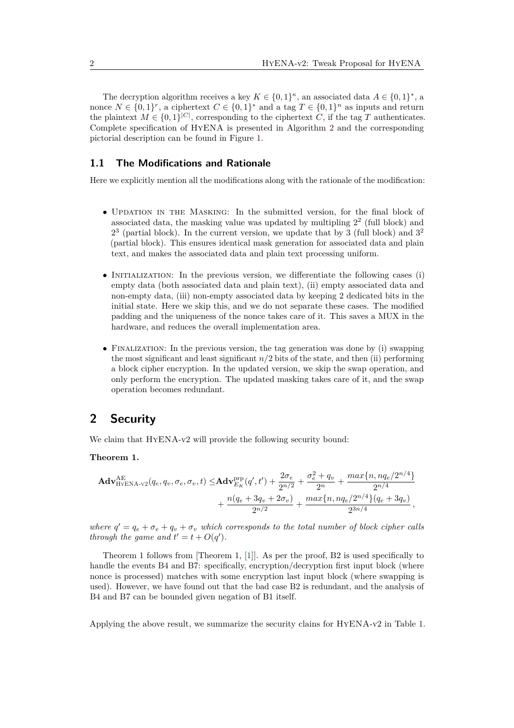The decryption algorithm receives a key $K \in \{0,1\}^\kappa$, an associated data $A \in \{0,1\}^*$, a nonce $N \in \{0,1\}^r$, a ciphertext $C \in \{0,1\}^*$ and a tag $T \in \{0,1\}^n$ as inputs and return the plaintext $M \in \{0,1\}^{|C|}$, corresponding to the ciphertext $C$, if the tag $T$ authenticates. Complete specification of HyENA is presented in Algorithm 2 and the corresponding pictorial description can be found in Figure 1.

### 1.1 The Modifications and Rationale

Here we explicitly mention all the modifications along with the rationale of the modification:

- Updation in the Masking: In the submitted version, for the final block of associated data, the masking value was updated by multiplying $2^2$ (full block) and $2^3$ (partial block). In the current version, we update that by 3 (full block) and $3^2$ (partial block). This ensures identical mask generation for associated data and plain text, and makes the associated data and plain text processing uniform.

- Initialization: In the previous version, we differentiate the following cases (i) empty data (both associated data and plain text), (ii) empty associated data and non-empty data, (iii) non-empty associated data by keeping 2 dedicated bits in the initial state. Here we skip this, and we do not separate these cases. The modified padding and the uniqueness of the nonce takes care of it. This saves a MUX in the hardware, and reduces the overall implementation area.

- Finalization: In the previous version, the tag generation was done by (i) swapping the most significant and least significant $n/2$ bits of the state, and then (ii) performing a block cipher encryption. In the updated version, we skip the swap operation, and only perform the encryption. The updated masking takes care of it, and the swap operation becomes redundant.

## 2 Security

We claim that HyENA-v2 will provide the following security bound:

**Theorem 1.**

$$\mathbf{Adv}^{\mathrm{AE}}_{\mathrm{HyENA\text{-}v2}}(q_e, q_v, \sigma_e, \sigma_v, t) \leq \mathbf{Adv}^{\mathrm{prp}}_{E_K}(q', t') + \frac{2\sigma_e}{2^{n/2}} + \frac{\sigma_e^2 + q_v}{2^n} + \frac{max\{n, nq_e/2^{n/4}\}}{2^{n/4}} + \frac{n(q_e + 3q_v + 2\sigma_v)}{2^{n/2}} + \frac{max\{n, nq_e/2^{n/4}\}(q_e + 3q_v)}{2^{3n/4}},$$

*where $q' = q_e + \sigma_e + q_v + \sigma_v$ which corresponds to the total number of block cipher calls through the game and $t' = t + O(q')$.*

Theorem 1 follows from [Theorem 1, [1]]. As per the proof, B2 is used specifically to handle the events B4 and B7: specifically, encryption/decryption first input block (where nonce is processed) matches with some encryption last input block (where swapping is used). However, we have found out that the bad case B2 is redundant, and the analysis of B4 and B7 can be bounded given negation of B1 itself.

Applying the above result, we summarize the security clains for HyENA-v2 in Table 1.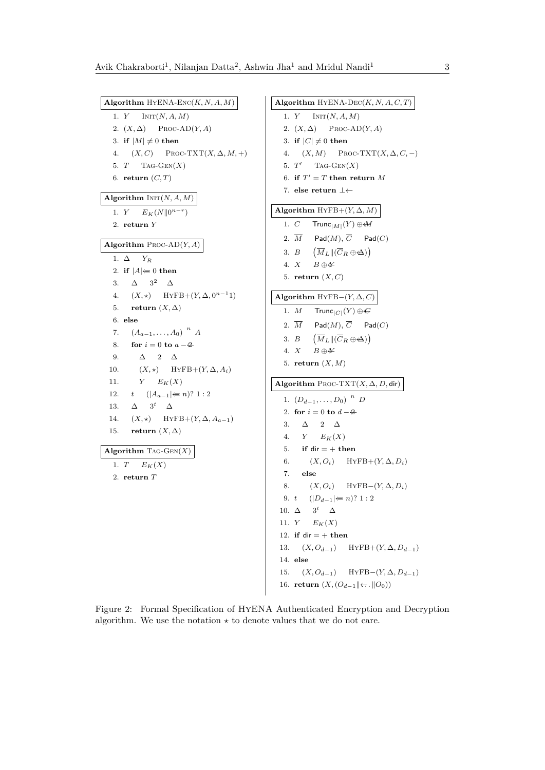**Algorithm** HYENA-ENC$(K, N, A, M)$

1. $Y \quad$ INIT$(N, A, M)$
2. $(X, \Delta) \quad$ PROC-AD$(Y, A)$
3. **if** $|M| \neq 0$ **then**
4. $\quad (X, C) \quad$ PROC-TXT$(X, \Delta, M, +)$
5. $T \quad$ TAG-GEN$(X)$
6. **return** $(C, T)$

**Algorithm** INIT$(N, A, M)$

1. $Y \quad E_K(N \| 0^{n-r})$
2. **return** $Y$

**Algorithm** PROC-AD$(Y, A)$

1. $\Delta \quad Y_R$
2. **if** $|A| \Leftarrow 0$ **then**
3. $\quad \Delta \quad 3^2 \quad \Delta$
4. $\quad (X, \star) \quad$ HYFB+$(Y, \Delta, 0^{n-1}1)$
5. $\quad$ **return** $(X, \Delta)$
6. **else**
7. $\quad (A_{a-1}, \ldots, A_0) \ ^n \ A$
8. $\quad$ **for** $i = 0$ **to** $a - 2$
9. $\quad\quad \Delta \quad 2 \quad \Delta$
10. $\quad\quad (X, \star) \quad$ HYFB+$(Y, \Delta, A_i)$
11. $\quad\quad Y \quad E_K(X)$
12. $\quad t \quad (|A_{a-1}| \Leftarrow n)?\ 1 : 2$
13. $\quad \Delta \quad 3^t \quad \Delta$
14. $\quad (X, \star) \quad$ HYFB+$(Y, \Delta, A_{a-1})$
15. $\quad$ **return** $(X, \Delta)$

**Algorithm** TAG-GEN$(X)$

1. $T \quad E_K(X)$
2. **return** $T$

**Algorithm** HYENA-DEC$(K, N, A, C, T)$

1. $Y \quad$ INIT$(N, A, M)$
2. $(X, \Delta) \quad$ PROC-AD$(Y, A)$
3. **if** $|C| \neq 0$ **then**
4. $\quad (X, M) \quad$ PROC-TXT$(X, \Delta, C, -)$
5. $T' \quad$ TAG-GEN$(X)$
6. **if** $T' = T$ **then return** $M$
7. **else return** $\bot$

**Algorithm** HYFB+$(Y, \Delta, M)$

1. $C \quad \mathsf{Trunc}_{|M|}(Y) \oplus M$
2. $\overline{M} \quad \mathsf{Pad}(M)$, $\overline{C} \quad \mathsf{Pad}(C)$
3. $B \quad \left(\overline{M}_L \| (\overline{C}_R \oplus \Delta)\right)$
4. $X \quad B \oplus Y$
5. **return** $(X, C)$

**Algorithm** HYFB−$(Y, \Delta, C)$

1. $M \quad \mathsf{Trunc}_{|C|}(Y) \oplus C$
2. $\overline{M} \quad \mathsf{Pad}(M)$, $\overline{C} \quad \mathsf{Pad}(C)$
3. $B \quad \left(\overline{M}_L \| (\overline{C}_R \oplus \Delta)\right)$
4. $X \quad B \oplus Y$
5. **return** $(X, M)$

**Algorithm** PROC-TXT$(X, \Delta, D, \mathsf{dir})$

1. $(D_{d-1}, \ldots, D_0) \ ^n \ D$
2. **for** $i = 0$ **to** $d - 2$
3. $\quad \Delta \quad 2 \quad \Delta$
4. $\quad Y \quad E_K(X)$
5. $\quad$ **if** $\mathsf{dir} = +$ **then**
6. $\quad\quad (X, O_i) \quad$ HYFB+$(Y, \Delta, D_i)$
7. $\quad$ **else**
8. $\quad\quad (X, O_i) \quad$ HYFB−$(Y, \Delta, D_i)$
9. $t \quad (|D_{d-1}| \Leftarrow n)?\ 1 : 2$
10. $\Delta \quad 3^t \quad \Delta$
11. $Y \quad E_K(X)$
12. **if** $\mathsf{dir} = +$ **then**
13. $\quad (X, O_{d-1}) \quad$ HYFB+$(Y, \Delta, D_{d-1})$
14. **else**
15. $\quad (X, O_{d-1}) \quad$ HYFB−$(Y, \Delta, D_{d-1})$
16. **return** $(X, (O_{d-1} \| \cdots \| O_0))$

Figure 2: Formal Specification of HYENA Authenticated Encryption and Decryption algorithm. We use the notation $\star$ to denote values that we do not care.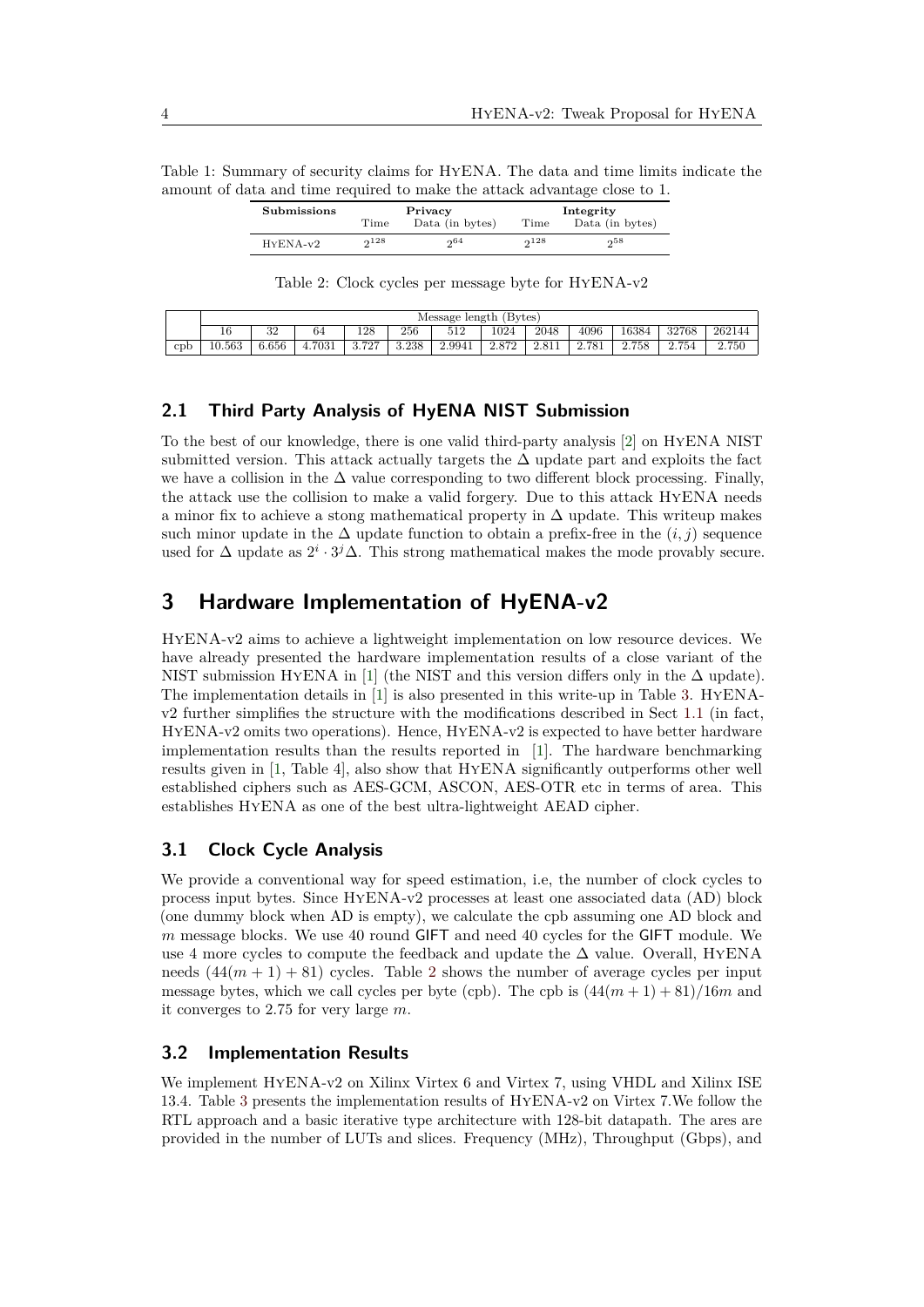Table 1: Summary of security claims for HyENA. The data and time limits indicate the amount of data and time required to make the attack advantage close to 1.

| Submissions | Privacy | | Integrity | |
|---|---|---|---|---|
| | Time | Data (in bytes) | Time | Data (in bytes) |
| HyENA-v2 | $2^{128}$ | $2^{64}$ | $2^{128}$ | $2^{58}$ |

Table 2: Clock cycles per message byte for HyENA-v2

| | Message length (Bytes) | | | | | | | | | | | |
|---|---|---|---|---|---|---|---|---|---|---|---|---|
| | 16 | 32 | 64 | 128 | 256 | 512 | 1024 | 2048 | 4096 | 16384 | 32768 | 262144 |
| cpb | 10.563 | 6.656 | 4.7031 | 3.727 | 3.238 | 2.9941 | 2.872 | 2.811 | 2.781 | 2.758 | 2.754 | 2.750 |

### 2.1 Third Party Analysis of HyENA NIST Submission

To the best of our knowledge, there is one valid third-party analysis [2] on HyENA NIST submitted version. This attack actually targets the $\Delta$ update part and exploits the fact we have a collision in the $\Delta$ value corresponding to two different block processing. Finally, the attack use the collision to make a valid forgery. Due to this attack HyENA needs a minor fix to achieve a stong mathematical property in $\Delta$ update. This writeup makes such minor update in the $\Delta$ update function to obtain a prefix-free in the $(i, j)$ sequence used for $\Delta$ update as $2^i \cdot 3^j \Delta$. This strong mathematical makes the mode provably secure.

## 3 Hardware Implementation of HyENA-v2

HyENA-v2 aims to achieve a lightweight implementation on low resource devices. We have already presented the hardware implementation results of a close variant of the NIST submission HyENA in [1] (the NIST and this version differs only in the $\Delta$ update). The implementation details in [1] is also presented in this write-up in Table 3. HyENA-v2 further simplifies the structure with the modifications described in Sect 1.1 (in fact, HyENA-v2 omits two operations). Hence, HyENA-v2 is expected to have better hardware implementation results than the results reported in [1]. The hardware benchmarking results given in [1, Table 4], also show that HyENA significantly outperforms other well established ciphers such as AES-GCM, ASCON, AES-OTR etc in terms of area. This establishes HyENA as one of the best ultra-lightweight AEAD cipher.

### 3.1 Clock Cycle Analysis

We provide a conventional way for speed estimation, i.e, the number of clock cycles to process input bytes. Since HyENA-v2 processes at least one associated data (AD) block (one dummy block when AD is empty), we calculate the cpb assuming one AD block and $m$ message blocks. We use 40 round GIFT and need 40 cycles for the GIFT module. We use 4 more cycles to compute the feedback and update the $\Delta$ value. Overall, HyENA needs $(44(m+1)+81)$ cycles. Table 2 shows the number of average cycles per input message bytes, which we call cycles per byte (cpb). The cpb is $(44(m+1)+81)/16m$ and it converges to 2.75 for very large $m$.

### 3.2 Implementation Results

We implement HyENA-v2 on Xilinx Virtex 6 and Virtex 7, using VHDL and Xilinx ISE 13.4. Table 3 presents the implementation results of HyENA-v2 on Virtex 7.We follow the RTL approach and a basic iterative type architecture with 128-bit datapath. The ares are provided in the number of LUTs and slices. Frequency (MHz), Throughput (Gbps), and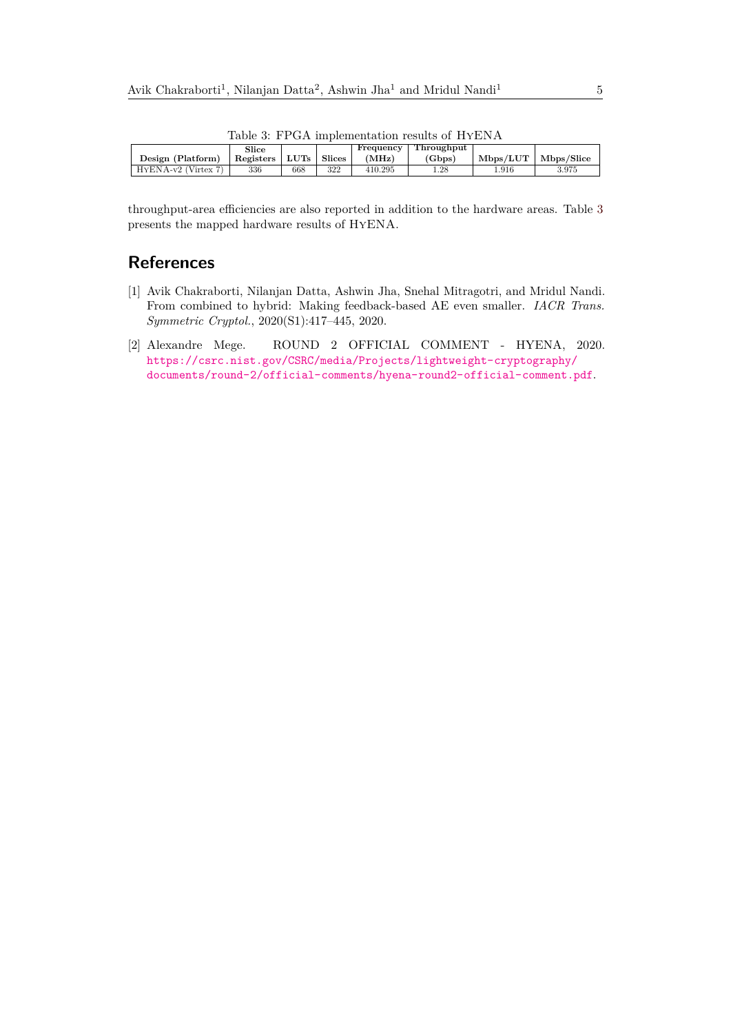Table 3: FPGA implementation results of HyENA

| Design (Platform) | Slice Registers | LUTs | Slices | Frequency (MHz) | Throughput (Gbps) | Mbps/LUT | Mbps/Slice |
|---|---|---|---|---|---|---|---|
| HyENA-v2 (Virtex 7) | 336 | 668 | 322 | 410.295 | 1.28 | 1.916 | 3.975 |

throughput-area efficiencies are also reported in addition to the hardware areas. Table 3 presents the mapped hardware results of HyENA.

## References

[1] Avik Chakraborti, Nilanjan Datta, Ashwin Jha, Snehal Mitragotri, and Mridul Nandi. From combined to hybrid: Making feedback-based AE even smaller. *IACR Trans. Symmetric Cryptol.*, 2020(S1):417–445, 2020.

[2] Alexandre Mege. ROUND 2 OFFICIAL COMMENT - HYENA, 2020. https://csrc.nist.gov/CSRC/media/Projects/lightweight-cryptography/documents/round-2/official-comments/hyena-round2-official-comment.pdf.